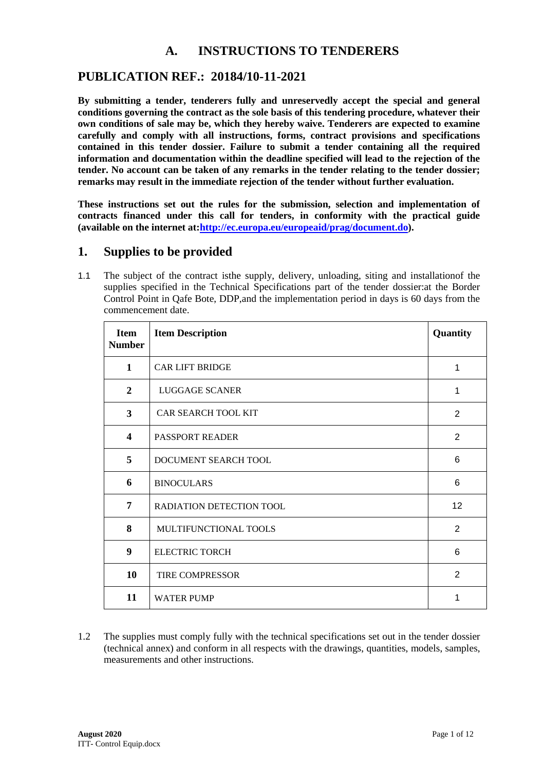# A. INSTRUCTIONS TO TENDERERS

## PUBLICATION REF.: 20184/10-11-2021

**By submitting a tender, tenderers fully and unreservedly accept the special and general conditions governing the contract as the sole basis of this tendering procedure, whatever their own conditions of sale may be, which they hereby waive. Tenderers are expected to examine carefully and comply with all instructions, forms, contract provisions and specifications contained in this tender dossier. Failure to submit a tender containing all the required information and documentation within the deadline specified will lead to the rejection of the tender. No account can be taken of any remarks in the tender relating to the tender dossier; remarks may result in the immediate rejection of the tender without further evaluation.**

**These instructions set out the rules for the submission, selection and implementation of contracts financed under this call for tenders, in conformity with the practical guide (available on the internet at:[http://ec.europa.eu/europeaid/prag/document.do](http://ec.europa.eu/europeaid/prag/document.do)).**

## 1. Supplies to be provided

1.1 The subject of the contract isthe supply, delivery, unloading, siting and installationof the supplies specified in the Technical Specifications part of the tender dossier:at the Border Control Point in Qafe Bote, DDP,and the implementation period in days is 60 days from the commencement date.

| Item Number | Item Description | Quantity |
|---|---|---|
| 1 | CAR LIFT BRIDGE | 1 |
| 2 | LUGGAGE SCANER | 1 |
| 3 | CAR SEARCH TOOL KIT | 2 |
| 4 | PASSPORT READER | 2 |
| 5 | DOCUMENT SEARCH TOOL | 6 |
| 6 | BINOCULARS | 6 |
| 7 | RADIATION DETECTION TOOL | 12 |
| 8 | MULTIFUNCTIONAL TOOLS | 2 |
| 9 | ELECTRIC TORCH | 6 |
| 10 | TIRE COMPRESSOR | 2 |
| 11 | WATER PUMP | 1 |

1.2 The supplies must comply fully with the technical specifications set out in the tender dossier (technical annex) and conform in all respects with the drawings, quantities, models, samples, measurements and other instructions.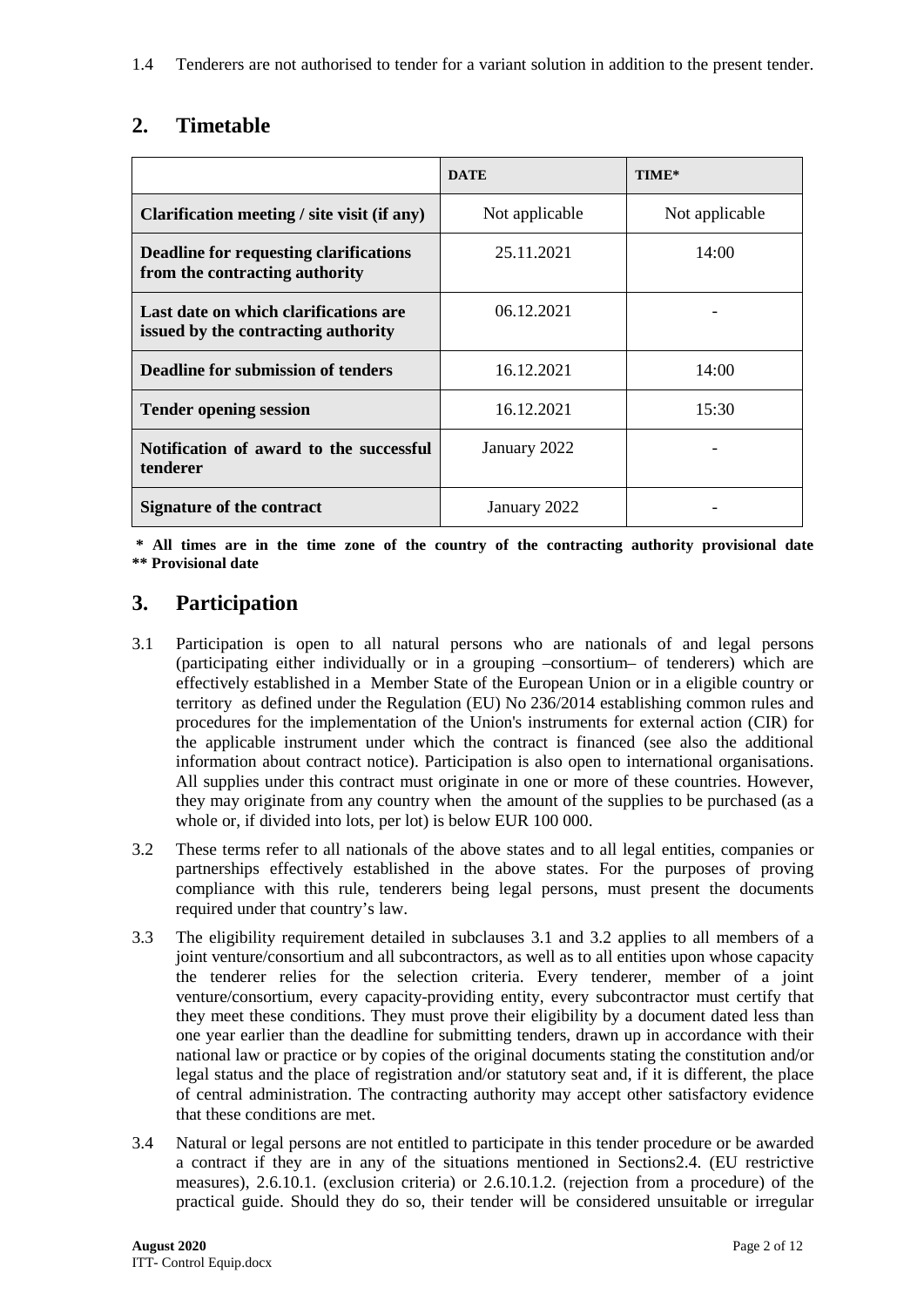1.4 Tenderers are not authorised to tender for a variant solution in addition to the present tender.

## 2. Timetable

| | **DATE** | **TIME*** |
|---|---|---|
| **Clarification meeting / site visit (if any)** | Not applicable | Not applicable |
| **Deadline for requesting clarifications from the contracting authority** | 25.11.2021 | 14:00 |
| **Last date on which clarifications are issued by the contracting authority** | 06.12.2021 | - |
| **Deadline for submission of tenders** | 16.12.2021 | 14:00 |
| **Tender opening session** | 16.12.2021 | 15:30 |
| **Notification of award to the successful tenderer** | January 2022 | - |
| **Signature of the contract** | January 2022 | - |

**\* All times are in the time zone of the country of the contracting authority provisional date**
**\*\* Provisional date**

## 3. Participation

3.1 Participation is open to all natural persons who are nationals of and legal persons (participating either individually or in a grouping –consortium– of tenderers) which are effectively established in a Member State of the European Union or in a eligible country or territory as defined under the Regulation (EU) No 236/2014 establishing common rules and procedures for the implementation of the Union's instruments for external action (CIR) for the applicable instrument under which the contract is financed (see also the additional information about contract notice). Participation is also open to international organisations. All supplies under this contract must originate in one or more of these countries. However, they may originate from any country when the amount of the supplies to be purchased (as a whole or, if divided into lots, per lot) is below EUR 100 000.

3.2 These terms refer to all nationals of the above states and to all legal entities, companies or partnerships effectively established in the above states. For the purposes of proving compliance with this rule, tenderers being legal persons, must present the documents required under that country's law.

3.3 The eligibility requirement detailed in subclauses 3.1 and 3.2 applies to all members of a joint venture/consortium and all subcontractors, as well as to all entities upon whose capacity the tenderer relies for the selection criteria. Every tenderer, member of a joint venture/consortium, every capacity-providing entity, every subcontractor must certify that they meet these conditions. They must prove their eligibility by a document dated less than one year earlier than the deadline for submitting tenders, drawn up in accordance with their national law or practice or by copies of the original documents stating the constitution and/or legal status and the place of registration and/or statutory seat and, if it is different, the place of central administration. The contracting authority may accept other satisfactory evidence that these conditions are met.

3.4 Natural or legal persons are not entitled to participate in this tender procedure or be awarded a contract if they are in any of the situations mentioned in Sections2.4. (EU restrictive measures), 2.6.10.1. (exclusion criteria) or 2.6.10.1.2. (rejection from a procedure) of the practical guide. Should they do so, their tender will be considered unsuitable or irregular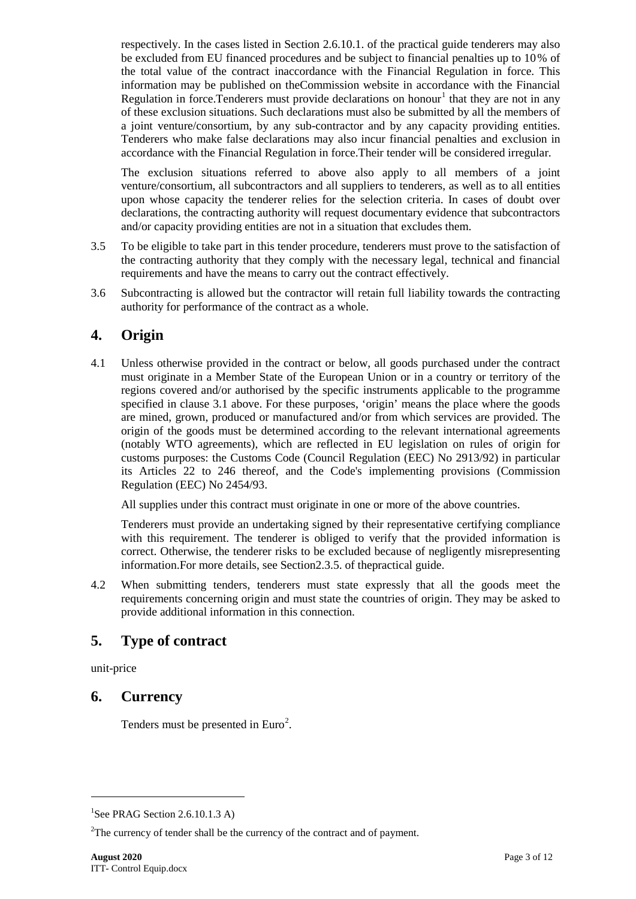respectively. In the cases listed in Section 2.6.10.1. of the practical guide tenderers may also be excluded from EU financed procedures and be subject to financial penalties up to 10% of the total value of the contract inaccordance with the Financial Regulation in force. This information may be published on theCommission website in accordance with the Financial Regulation in force.Tenderers must provide declarations on honour[1] that they are not in any of these exclusion situations. Such declarations must also be submitted by all the members of a joint venture/consortium, by any sub-contractor and by any capacity providing entities. Tenderers who make false declarations may also incur financial penalties and exclusion in accordance with the Financial Regulation in force.Their tender will be considered irregular.

The exclusion situations referred to above also apply to all members of a joint venture/consortium, all subcontractors and all suppliers to tenderers, as well as to all entities upon whose capacity the tenderer relies for the selection criteria. In cases of doubt over declarations, the contracting authority will request documentary evidence that subcontractors and/or capacity providing entities are not in a situation that excludes them.

3.5 To be eligible to take part in this tender procedure, tenderers must prove to the satisfaction of the contracting authority that they comply with the necessary legal, technical and financial requirements and have the means to carry out the contract effectively.

3.6 Subcontracting is allowed but the contractor will retain full liability towards the contracting authority for performance of the contract as a whole.

## 4. Origin

4.1 Unless otherwise provided in the contract or below, all goods purchased under the contract must originate in a Member State of the European Union or in a country or territory of the regions covered and/or authorised by the specific instruments applicable to the programme specified in clause 3.1 above. For these purposes, 'origin' means the place where the goods are mined, grown, produced or manufactured and/or from which services are provided. The origin of the goods must be determined according to the relevant international agreements (notably WTO agreements), which are reflected in EU legislation on rules of origin for customs purposes: the Customs Code (Council Regulation (EEC) No 2913/92) in particular its Articles 22 to 246 thereof, and the Code's implementing provisions (Commission Regulation (EEC) No 2454/93.

All supplies under this contract must originate in one or more of the above countries.

Tenderers must provide an undertaking signed by their representative certifying compliance with this requirement. The tenderer is obliged to verify that the provided information is correct. Otherwise, the tenderer risks to be excluded because of negligently misrepresenting information.For more details, see Section2.3.5. of thepractical guide.

4.2 When submitting tenders, tenderers must state expressly that all the goods meet the requirements concerning origin and must state the countries of origin. They may be asked to provide additional information in this connection.

## 5. Type of contract

unit-price

## 6. Currency

Tenders must be presented in Euro[2].

---

[1] See PRAG Section 2.6.10.1.3 A)

[2] The currency of tender shall be the currency of the contract and of payment.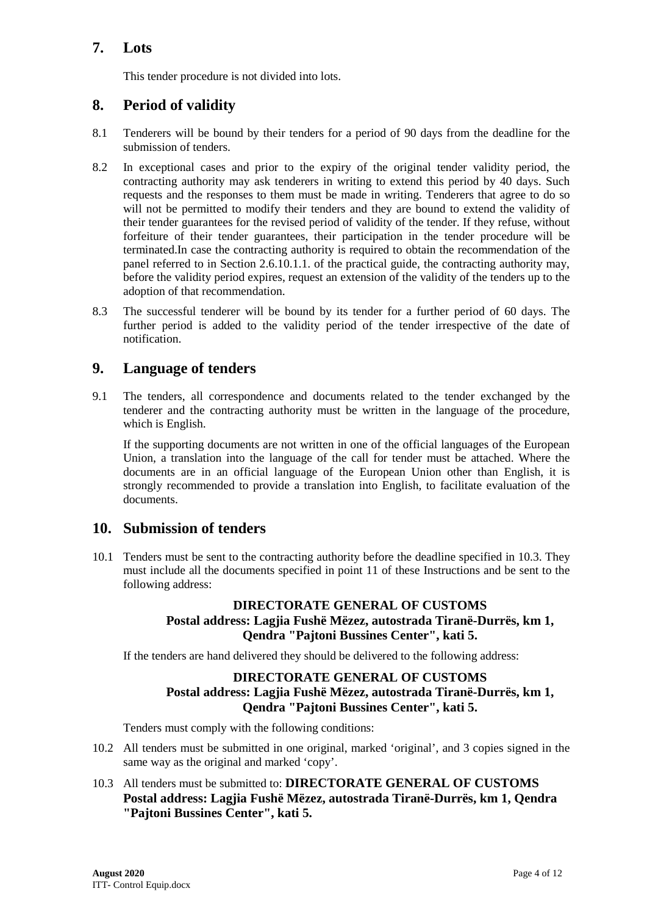## 7. Lots

This tender procedure is not divided into lots.

## 8. Period of validity

8.1 Tenderers will be bound by their tenders for a period of 90 days from the deadline for the submission of tenders.

8.2 In exceptional cases and prior to the expiry of the original tender validity period, the contracting authority may ask tenderers in writing to extend this period by 40 days. Such requests and the responses to them must be made in writing. Tenderers that agree to do so will not be permitted to modify their tenders and they are bound to extend the validity of their tender guarantees for the revised period of validity of the tender. If they refuse, without forfeiture of their tender guarantees, their participation in the tender procedure will be terminated.In case the contracting authority is required to obtain the recommendation of the panel referred to in Section 2.6.10.1.1. of the practical guide, the contracting authority may, before the validity period expires, request an extension of the validity of the tenders up to the adoption of that recommendation.

8.3 The successful tenderer will be bound by its tender for a further period of 60 days. The further period is added to the validity period of the tender irrespective of the date of notification.

## 9. Language of tenders

9.1 The tenders, all correspondence and documents related to the tender exchanged by the tenderer and the contracting authority must be written in the language of the procedure, which is English.

If the supporting documents are not written in one of the official languages of the European Union, a translation into the language of the call for tender must be attached. Where the documents are in an official language of the European Union other than English, it is strongly recommended to provide a translation into English, to facilitate evaluation of the documents.

## 10. Submission of tenders

10.1 Tenders must be sent to the contracting authority before the deadline specified in 10.3. They must include all the documents specified in point 11 of these Instructions and be sent to the following address:

**DIRECTORATE GENERAL OF CUSTOMS**
**Postal address: Lagjia Fushë Mëzez, autostrada Tiranë-Durrës, km 1, Qendra "Pajtoni Bussines Center", kati 5.**

If the tenders are hand delivered they should be delivered to the following address:

**DIRECTORATE GENERAL OF CUSTOMS**
**Postal address: Lagjia Fushë Mëzez, autostrada Tiranë-Durrës, km 1, Qendra "Pajtoni Bussines Center", kati 5.**

Tenders must comply with the following conditions:

10.2 All tenders must be submitted in one original, marked 'original', and 3 copies signed in the same way as the original and marked 'copy'.

10.3 All tenders must be submitted to: **DIRECTORATE GENERAL OF CUSTOMS Postal address: Lagjia Fushë Mëzez, autostrada Tiranë-Durrës, km 1, Qendra "Pajtoni Bussines Center", kati 5.**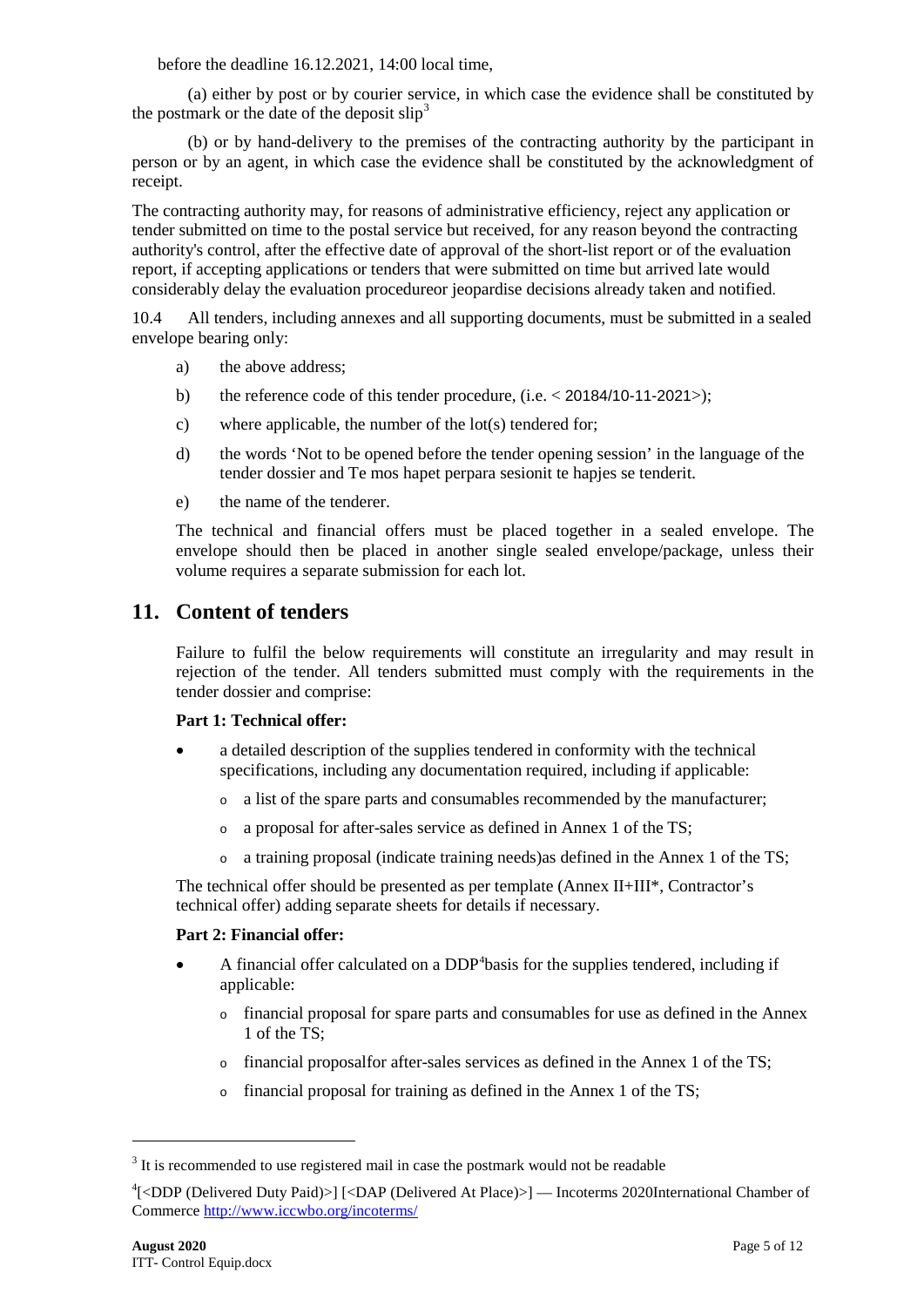before the deadline 16.12.2021, 14:00 local time,

(a) either by post or by courier service, in which case the evidence shall be constituted by the postmark or the date of the deposit slip[3]

(b) or by hand-delivery to the premises of the contracting authority by the participant in person or by an agent, in which case the evidence shall be constituted by the acknowledgment of receipt.

The contracting authority may, for reasons of administrative efficiency, reject any application or tender submitted on time to the postal service but received, for any reason beyond the contracting authority's control, after the effective date of approval of the short-list report or of the evaluation report, if accepting applications or tenders that were submitted on time but arrived late would considerably delay the evaluation procedureor jeopardise decisions already taken and notified.

10.4 All tenders, including annexes and all supporting documents, must be submitted in a sealed envelope bearing only:

a) the above address;

b) the reference code of this tender procedure, (i.e. < 20184/10-11-2021>);

c) where applicable, the number of the lot(s) tendered for;

d) the words 'Not to be opened before the tender opening session' in the language of the tender dossier and Te mos hapet perpara sesionit te hapjes se tenderit.

e) the name of the tenderer.

The technical and financial offers must be placed together in a sealed envelope. The envelope should then be placed in another single sealed envelope/package, unless their volume requires a separate submission for each lot.

## 11. Content of tenders

Failure to fulfil the below requirements will constitute an irregularity and may result in rejection of the tender. All tenders submitted must comply with the requirements in the tender dossier and comprise:

**Part 1: Technical offer:**

- a detailed description of the supplies tendered in conformity with the technical specifications, including any documentation required, including if applicable:
  - a list of the spare parts and consumables recommended by the manufacturer;
  - a proposal for after-sales service as defined in Annex 1 of the TS;
  - a training proposal (indicate training needs)as defined in the Annex 1 of the TS;

The technical offer should be presented as per template (Annex II+III*, Contractor's technical offer) adding separate sheets for details if necessary.

**Part 2: Financial offer:**

- A financial offer calculated on a DDP[4]basis for the supplies tendered, including if applicable:
  - financial proposal for spare parts and consumables for use as defined in the Annex 1 of the TS;
  - financial proposalfor after-sales services as defined in the Annex 1 of the TS;
  - financial proposal for training as defined in the Annex 1 of the TS;

---

[3] It is recommended to use registered mail in case the postmark would not be readable

[4][<DDP (Delivered Duty Paid)>] [<DAP (Delivered At Place)>] — Incoterms 2020International Chamber of Commerce http://www.iccwbo.org/incoterms/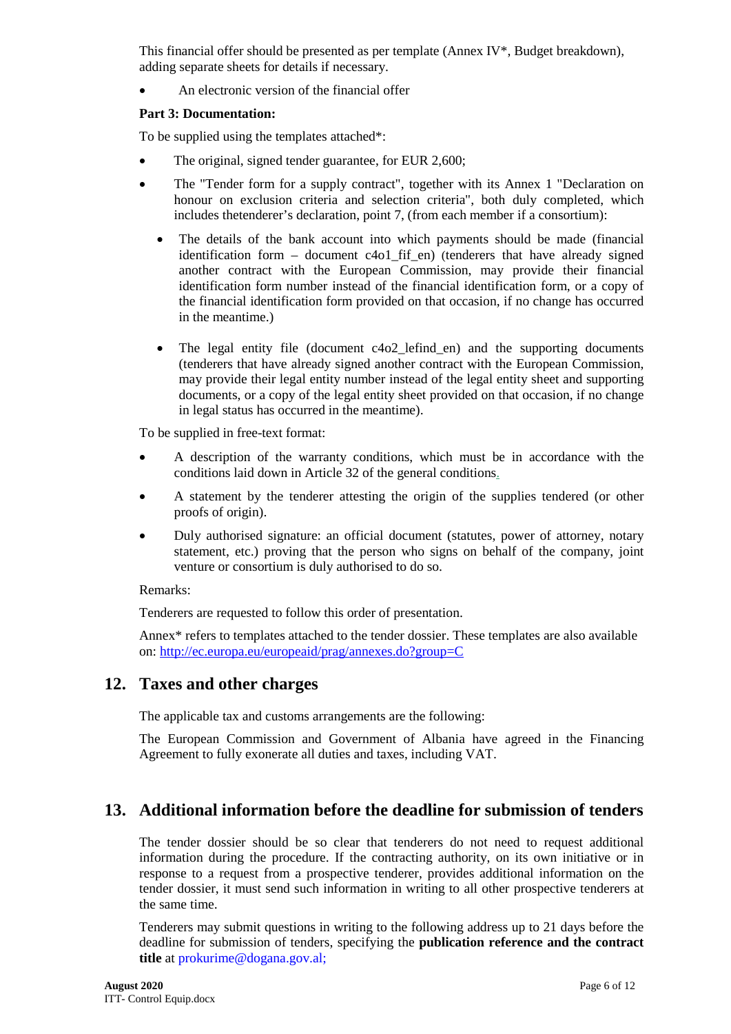This financial offer should be presented as per template (Annex IV*, Budget breakdown), adding separate sheets for details if necessary.

- An electronic version of the financial offer

**Part 3: Documentation:**

To be supplied using the templates attached*:

- The original, signed tender guarantee, for EUR 2,600;
- The "Tender form for a supply contract", together with its Annex 1 "Declaration on honour on exclusion criteria and selection criteria", both duly completed, which includes thetenderer's declaration, point 7, (from each member if a consortium):
  - The details of the bank account into which payments should be made (financial identification form – document c4o1_fif_en) (tenderers that have already signed another contract with the European Commission, may provide their financial identification form number instead of the financial identification form, or a copy of the financial identification form provided on that occasion, if no change has occurred in the meantime.)
  - The legal entity file (document c4o2_lefind_en) and the supporting documents (tenderers that have already signed another contract with the European Commission, may provide their legal entity number instead of the legal entity sheet and supporting documents, or a copy of the legal entity sheet provided on that occasion, if no change in legal status has occurred in the meantime).

To be supplied in free-text format:

- A description of the warranty conditions, which must be in accordance with the conditions laid down in Article 32 of the general conditions.
- A statement by the tenderer attesting the origin of the supplies tendered (or other proofs of origin).
- Duly authorised signature: an official document (statutes, power of attorney, notary statement, etc.) proving that the person who signs on behalf of the company, joint venture or consortium is duly authorised to do so.

Remarks:

Tenderers are requested to follow this order of presentation.

Annex* refers to templates attached to the tender dossier. These templates are also available on: http://ec.europa.eu/europeaid/prag/annexes.do?group=C

## 12. Taxes and other charges

The applicable tax and customs arrangements are the following:

The European Commission and Government of Albania have agreed in the Financing Agreement to fully exonerate all duties and taxes, including VAT.

## 13. Additional information before the deadline for submission of tenders

The tender dossier should be so clear that tenderers do not need to request additional information during the procedure. If the contracting authority, on its own initiative or in response to a request from a prospective tenderer, provides additional information on the tender dossier, it must send such information in writing to all other prospective tenderers at the same time.

Tenderers may submit questions in writing to the following address up to 21 days before the deadline for submission of tenders, specifying the **publication reference and the contract title** at prokurime@dogana.gov.al;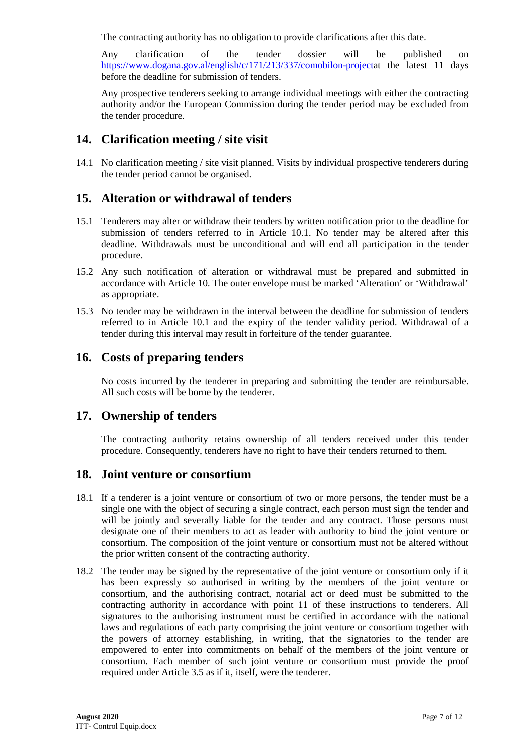The contracting authority has no obligation to provide clarifications after this date.

Any clarification of the tender dossier will be published on https://www.dogana.gov.al/english/c/171/213/337/comobilon-projectat the latest 11 days before the deadline for submission of tenders.

Any prospective tenderers seeking to arrange individual meetings with either the contracting authority and/or the European Commission during the tender period may be excluded from the tender procedure.

## 14. Clarification meeting / site visit

14.1 No clarification meeting / site visit planned. Visits by individual prospective tenderers during the tender period cannot be organised.

## 15. Alteration or withdrawal of tenders

15.1 Tenderers may alter or withdraw their tenders by written notification prior to the deadline for submission of tenders referred to in Article 10.1. No tender may be altered after this deadline. Withdrawals must be unconditional and will end all participation in the tender procedure.

15.2 Any such notification of alteration or withdrawal must be prepared and submitted in accordance with Article 10. The outer envelope must be marked 'Alteration' or 'Withdrawal' as appropriate.

15.3 No tender may be withdrawn in the interval between the deadline for submission of tenders referred to in Article 10.1 and the expiry of the tender validity period. Withdrawal of a tender during this interval may result in forfeiture of the tender guarantee.

## 16. Costs of preparing tenders

No costs incurred by the tenderer in preparing and submitting the tender are reimbursable. All such costs will be borne by the tenderer.

## 17. Ownership of tenders

The contracting authority retains ownership of all tenders received under this tender procedure. Consequently, tenderers have no right to have their tenders returned to them.

## 18. Joint venture or consortium

18.1 If a tenderer is a joint venture or consortium of two or more persons, the tender must be a single one with the object of securing a single contract, each person must sign the tender and will be jointly and severally liable for the tender and any contract. Those persons must designate one of their members to act as leader with authority to bind the joint venture or consortium. The composition of the joint venture or consortium must not be altered without the prior written consent of the contracting authority.

18.2 The tender may be signed by the representative of the joint venture or consortium only if it has been expressly so authorised in writing by the members of the joint venture or consortium, and the authorising contract, notarial act or deed must be submitted to the contracting authority in accordance with point 11 of these instructions to tenderers. All signatures to the authorising instrument must be certified in accordance with the national laws and regulations of each party comprising the joint venture or consortium together with the powers of attorney establishing, in writing, that the signatories to the tender are empowered to enter into commitments on behalf of the members of the joint venture or consortium. Each member of such joint venture or consortium must provide the proof required under Article 3.5 as if it, itself, were the tenderer.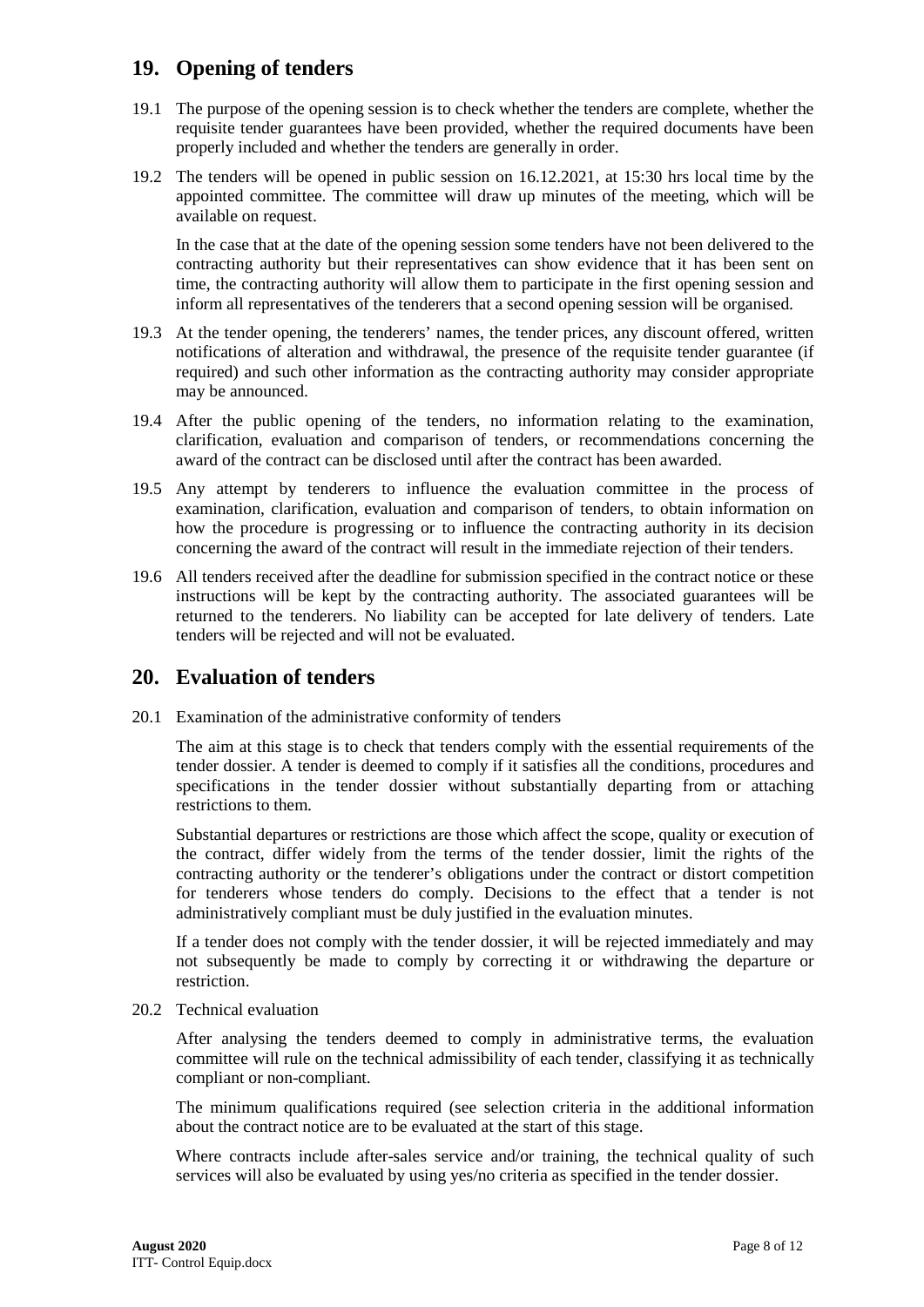## 19. Opening of tenders

19.1 The purpose of the opening session is to check whether the tenders are complete, whether the requisite tender guarantees have been provided, whether the required documents have been properly included and whether the tenders are generally in order.

19.2 The tenders will be opened in public session on 16.12.2021, at 15:30 hrs local time by the appointed committee. The committee will draw up minutes of the meeting, which will be available on request.

In the case that at the date of the opening session some tenders have not been delivered to the contracting authority but their representatives can show evidence that it has been sent on time, the contracting authority will allow them to participate in the first opening session and inform all representatives of the tenderers that a second opening session will be organised.

19.3 At the tender opening, the tenderers' names, the tender prices, any discount offered, written notifications of alteration and withdrawal, the presence of the requisite tender guarantee (if required) and such other information as the contracting authority may consider appropriate may be announced.

19.4 After the public opening of the tenders, no information relating to the examination, clarification, evaluation and comparison of tenders, or recommendations concerning the award of the contract can be disclosed until after the contract has been awarded.

19.5 Any attempt by tenderers to influence the evaluation committee in the process of examination, clarification, evaluation and comparison of tenders, to obtain information on how the procedure is progressing or to influence the contracting authority in its decision concerning the award of the contract will result in the immediate rejection of their tenders.

19.6 All tenders received after the deadline for submission specified in the contract notice or these instructions will be kept by the contracting authority. The associated guarantees will be returned to the tenderers. No liability can be accepted for late delivery of tenders. Late tenders will be rejected and will not be evaluated.

## 20. Evaluation of tenders

20.1 Examination of the administrative conformity of tenders

The aim at this stage is to check that tenders comply with the essential requirements of the tender dossier. A tender is deemed to comply if it satisfies all the conditions, procedures and specifications in the tender dossier without substantially departing from or attaching restrictions to them.

Substantial departures or restrictions are those which affect the scope, quality or execution of the contract, differ widely from the terms of the tender dossier, limit the rights of the contracting authority or the tenderer's obligations under the contract or distort competition for tenderers whose tenders do comply. Decisions to the effect that a tender is not administratively compliant must be duly justified in the evaluation minutes.

If a tender does not comply with the tender dossier, it will be rejected immediately and may not subsequently be made to comply by correcting it or withdrawing the departure or restriction.

20.2 Technical evaluation

After analysing the tenders deemed to comply in administrative terms, the evaluation committee will rule on the technical admissibility of each tender, classifying it as technically compliant or non-compliant.

The minimum qualifications required (see selection criteria in the additional information about the contract notice are to be evaluated at the start of this stage.

Where contracts include after-sales service and/or training, the technical quality of such services will also be evaluated by using yes/no criteria as specified in the tender dossier.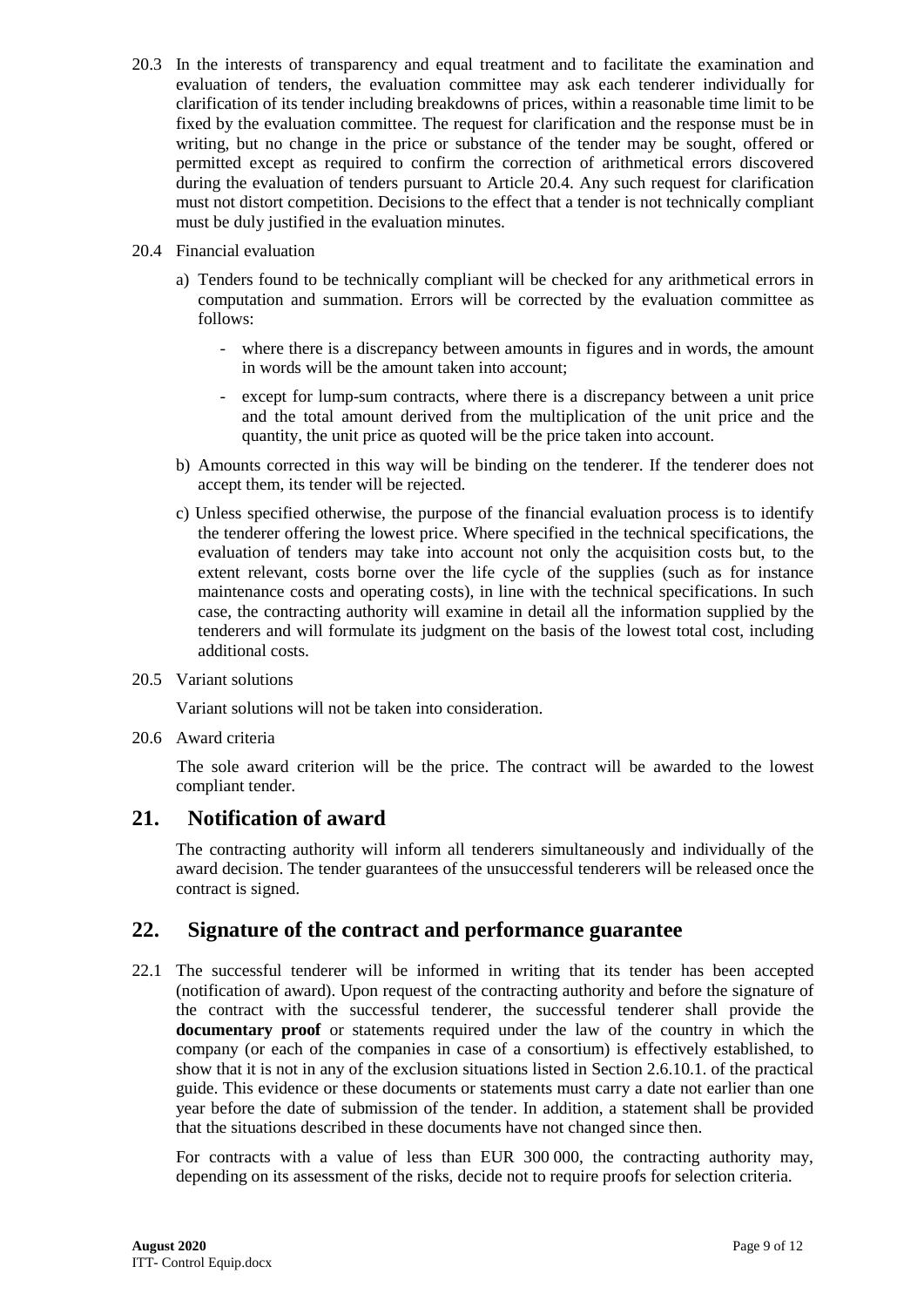20.3 In the interests of transparency and equal treatment and to facilitate the examination and evaluation of tenders, the evaluation committee may ask each tenderer individually for clarification of its tender including breakdowns of prices, within a reasonable time limit to be fixed by the evaluation committee. The request for clarification and the response must be in writing, but no change in the price or substance of the tender may be sought, offered or permitted except as required to confirm the correction of arithmetical errors discovered during the evaluation of tenders pursuant to Article 20.4. Any such request for clarification must not distort competition. Decisions to the effect that a tender is not technically compliant must be duly justified in the evaluation minutes.

20.4 Financial evaluation

a) Tenders found to be technically compliant will be checked for any arithmetical errors in computation and summation. Errors will be corrected by the evaluation committee as follows:

- where there is a discrepancy between amounts in figures and in words, the amount in words will be the amount taken into account;
- except for lump-sum contracts, where there is a discrepancy between a unit price and the total amount derived from the multiplication of the unit price and the quantity, the unit price as quoted will be the price taken into account.

b) Amounts corrected in this way will be binding on the tenderer. If the tenderer does not accept them, its tender will be rejected.

c) Unless specified otherwise, the purpose of the financial evaluation process is to identify the tenderer offering the lowest price. Where specified in the technical specifications, the evaluation of tenders may take into account not only the acquisition costs but, to the extent relevant, costs borne over the life cycle of the supplies (such as for instance maintenance costs and operating costs), in line with the technical specifications. In such case, the contracting authority will examine in detail all the information supplied by the tenderers and will formulate its judgment on the basis of the lowest total cost, including additional costs.

20.5 Variant solutions

Variant solutions will not be taken into consideration.

20.6 Award criteria

The sole award criterion will be the price. The contract will be awarded to the lowest compliant tender.

## 21. Notification of award

The contracting authority will inform all tenderers simultaneously and individually of the award decision. The tender guarantees of the unsuccessful tenderers will be released once the contract is signed.

## 22. Signature of the contract and performance guarantee

22.1 The successful tenderer will be informed in writing that its tender has been accepted (notification of award). Upon request of the contracting authority and before the signature of the contract with the successful tenderer, the successful tenderer shall provide the **documentary proof** or statements required under the law of the country in which the company (or each of the companies in case of a consortium) is effectively established, to show that it is not in any of the exclusion situations listed in Section 2.6.10.1. of the practical guide. This evidence or these documents or statements must carry a date not earlier than one year before the date of submission of the tender. In addition, a statement shall be provided that the situations described in these documents have not changed since then.

For contracts with a value of less than EUR 300 000, the contracting authority may, depending on its assessment of the risks, decide not to require proofs for selection criteria.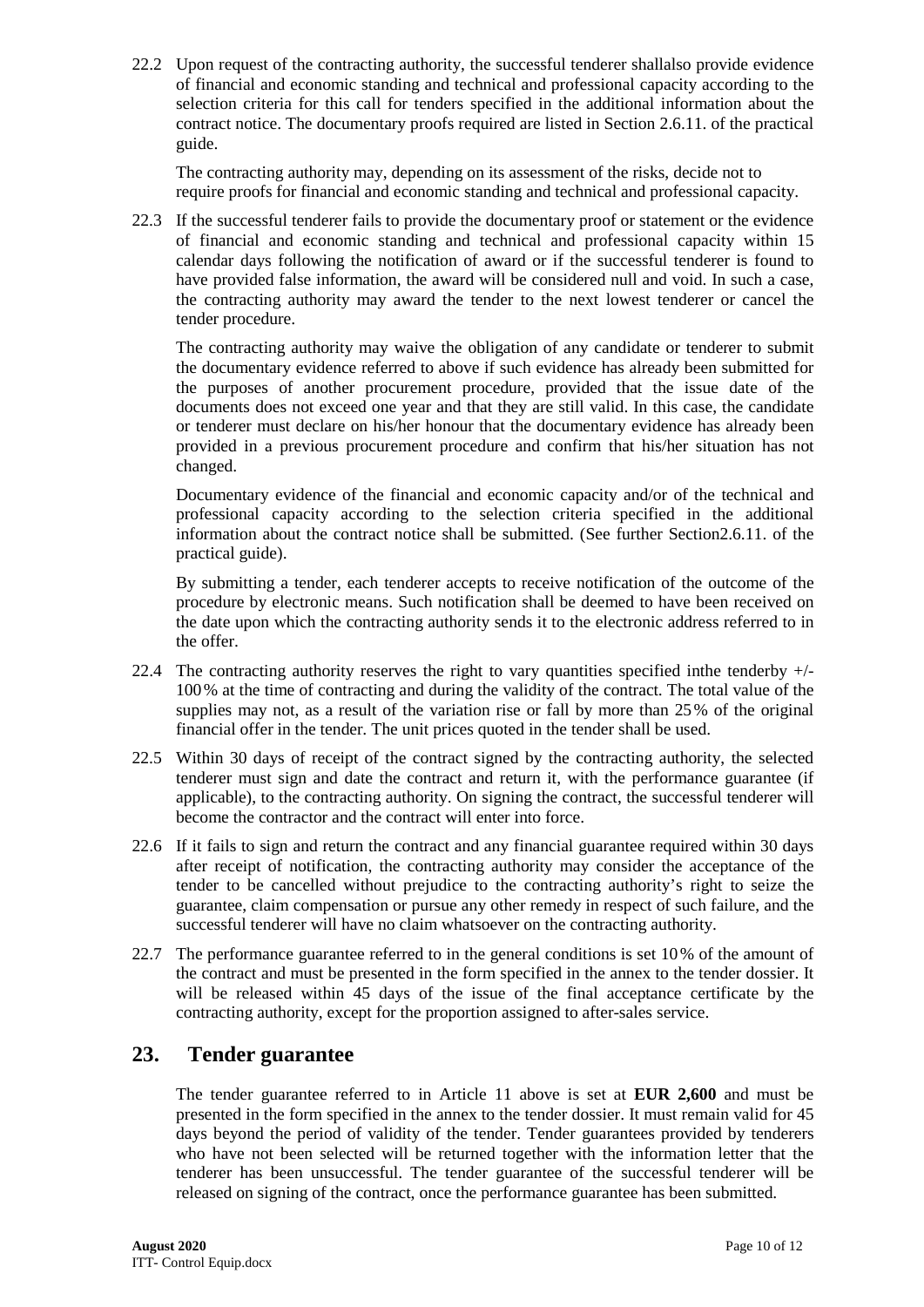22.2 Upon request of the contracting authority, the successful tenderer shallalso provide evidence of financial and economic standing and technical and professional capacity according to the selection criteria for this call for tenders specified in the additional information about the contract notice. The documentary proofs required are listed in Section 2.6.11. of the practical guide.

The contracting authority may, depending on its assessment of the risks, decide not to require proofs for financial and economic standing and technical and professional capacity.

22.3 If the successful tenderer fails to provide the documentary proof or statement or the evidence of financial and economic standing and technical and professional capacity within 15 calendar days following the notification of award or if the successful tenderer is found to have provided false information, the award will be considered null and void. In such a case, the contracting authority may award the tender to the next lowest tenderer or cancel the tender procedure.

The contracting authority may waive the obligation of any candidate or tenderer to submit the documentary evidence referred to above if such evidence has already been submitted for the purposes of another procurement procedure, provided that the issue date of the documents does not exceed one year and that they are still valid. In this case, the candidate or tenderer must declare on his/her honour that the documentary evidence has already been provided in a previous procurement procedure and confirm that his/her situation has not changed.

Documentary evidence of the financial and economic capacity and/or of the technical and professional capacity according to the selection criteria specified in the additional information about the contract notice shall be submitted. (See further Section2.6.11. of the practical guide).

By submitting a tender, each tenderer accepts to receive notification of the outcome of the procedure by electronic means. Such notification shall be deemed to have been received on the date upon which the contracting authority sends it to the electronic address referred to in the offer.

22.4 The contracting authority reserves the right to vary quantities specified inthe tenderby +/- 100 % at the time of contracting and during the validity of the contract. The total value of the supplies may not, as a result of the variation rise or fall by more than 25 % of the original financial offer in the tender. The unit prices quoted in the tender shall be used.

22.5 Within 30 days of receipt of the contract signed by the contracting authority, the selected tenderer must sign and date the contract and return it, with the performance guarantee (if applicable), to the contracting authority. On signing the contract, the successful tenderer will become the contractor and the contract will enter into force.

22.6 If it fails to sign and return the contract and any financial guarantee required within 30 days after receipt of notification, the contracting authority may consider the acceptance of the tender to be cancelled without prejudice to the contracting authority's right to seize the guarantee, claim compensation or pursue any other remedy in respect of such failure, and the successful tenderer will have no claim whatsoever on the contracting authority.

22.7 The performance guarantee referred to in the general conditions is set 10 % of the amount of the contract and must be presented in the form specified in the annex to the tender dossier. It will be released within 45 days of the issue of the final acceptance certificate by the contracting authority, except for the proportion assigned to after-sales service.

## 23. Tender guarantee

The tender guarantee referred to in Article 11 above is set at **EUR 2,600** and must be presented in the form specified in the annex to the tender dossier. It must remain valid for 45 days beyond the period of validity of the tender. Tender guarantees provided by tenderers who have not been selected will be returned together with the information letter that the tenderer has been unsuccessful. The tender guarantee of the successful tenderer will be released on signing of the contract, once the performance guarantee has been submitted.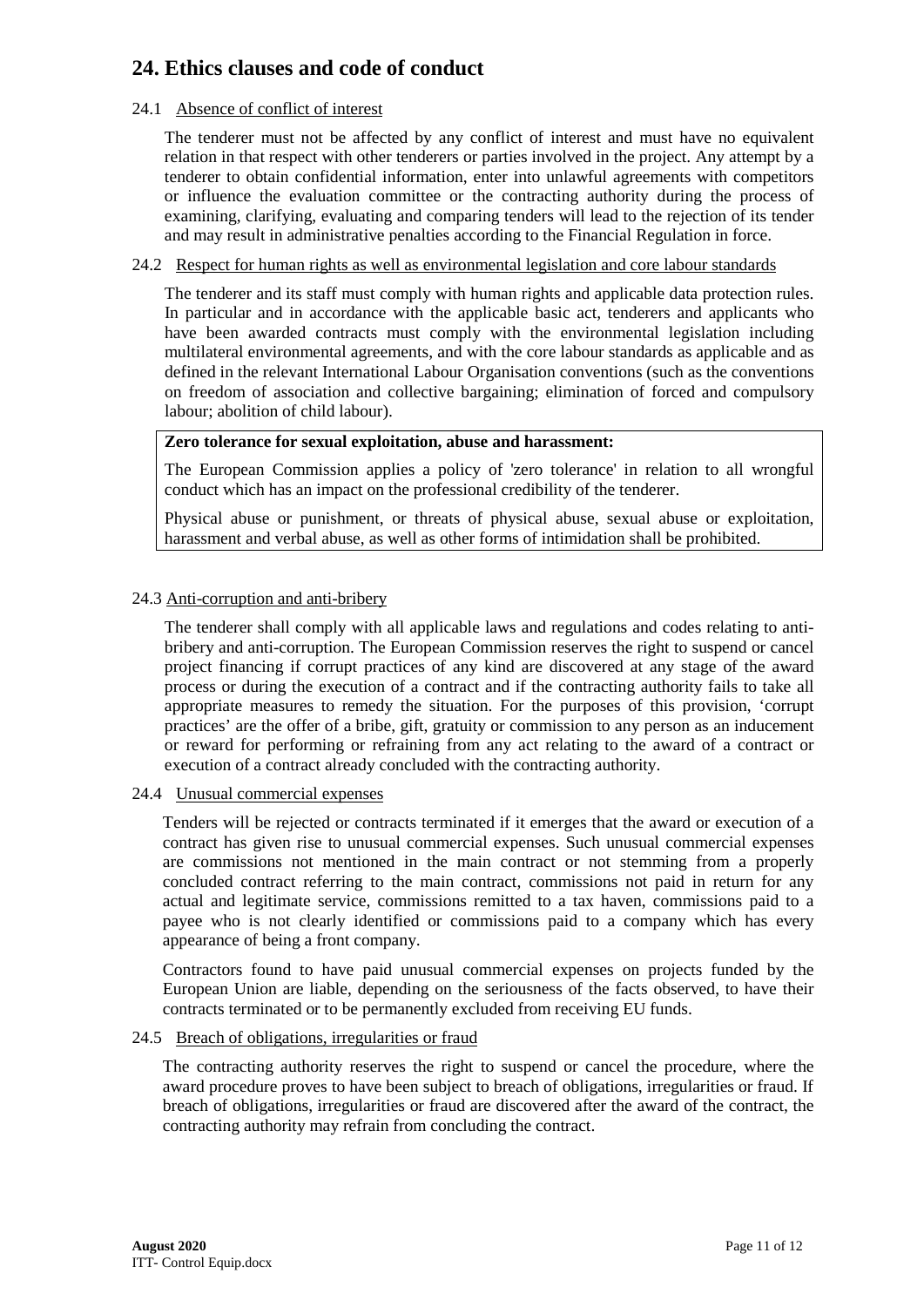## 24. Ethics clauses and code of conduct

### 24.1 Absence of conflict of interest

The tenderer must not be affected by any conflict of interest and must have no equivalent relation in that respect with other tenderers or parties involved in the project. Any attempt by a tenderer to obtain confidential information, enter into unlawful agreements with competitors or influence the evaluation committee or the contracting authority during the process of examining, clarifying, evaluating and comparing tenders will lead to the rejection of its tender and may result in administrative penalties according to the Financial Regulation in force.

### 24.2 Respect for human rights as well as environmental legislation and core labour standards

The tenderer and its staff must comply with human rights and applicable data protection rules. In particular and in accordance with the applicable basic act, tenderers and applicants who have been awarded contracts must comply with the environmental legislation including multilateral environmental agreements, and with the core labour standards as applicable and as defined in the relevant International Labour Organisation conventions (such as the conventions on freedom of association and collective bargaining; elimination of forced and compulsory labour; abolition of child labour).

**Zero tolerance for sexual exploitation, abuse and harassment:**

The European Commission applies a policy of 'zero tolerance' in relation to all wrongful conduct which has an impact on the professional credibility of the tenderer.

Physical abuse or punishment, or threats of physical abuse, sexual abuse or exploitation, harassment and verbal abuse, as well as other forms of intimidation shall be prohibited.

### 24.3 Anti-corruption and anti-bribery

The tenderer shall comply with all applicable laws and regulations and codes relating to anti-bribery and anti-corruption. The European Commission reserves the right to suspend or cancel project financing if corrupt practices of any kind are discovered at any stage of the award process or during the execution of a contract and if the contracting authority fails to take all appropriate measures to remedy the situation. For the purposes of this provision, 'corrupt practices' are the offer of a bribe, gift, gratuity or commission to any person as an inducement or reward for performing or refraining from any act relating to the award of a contract or execution of a contract already concluded with the contracting authority.

### 24.4 Unusual commercial expenses

Tenders will be rejected or contracts terminated if it emerges that the award or execution of a contract has given rise to unusual commercial expenses. Such unusual commercial expenses are commissions not mentioned in the main contract or not stemming from a properly concluded contract referring to the main contract, commissions not paid in return for any actual and legitimate service, commissions remitted to a tax haven, commissions paid to a payee who is not clearly identified or commissions paid to a company which has every appearance of being a front company.

Contractors found to have paid unusual commercial expenses on projects funded by the European Union are liable, depending on the seriousness of the facts observed, to have their contracts terminated or to be permanently excluded from receiving EU funds.

### 24.5 Breach of obligations, irregularities or fraud

The contracting authority reserves the right to suspend or cancel the procedure, where the award procedure proves to have been subject to breach of obligations, irregularities or fraud. If breach of obligations, irregularities or fraud are discovered after the award of the contract, the contracting authority may refrain from concluding the contract.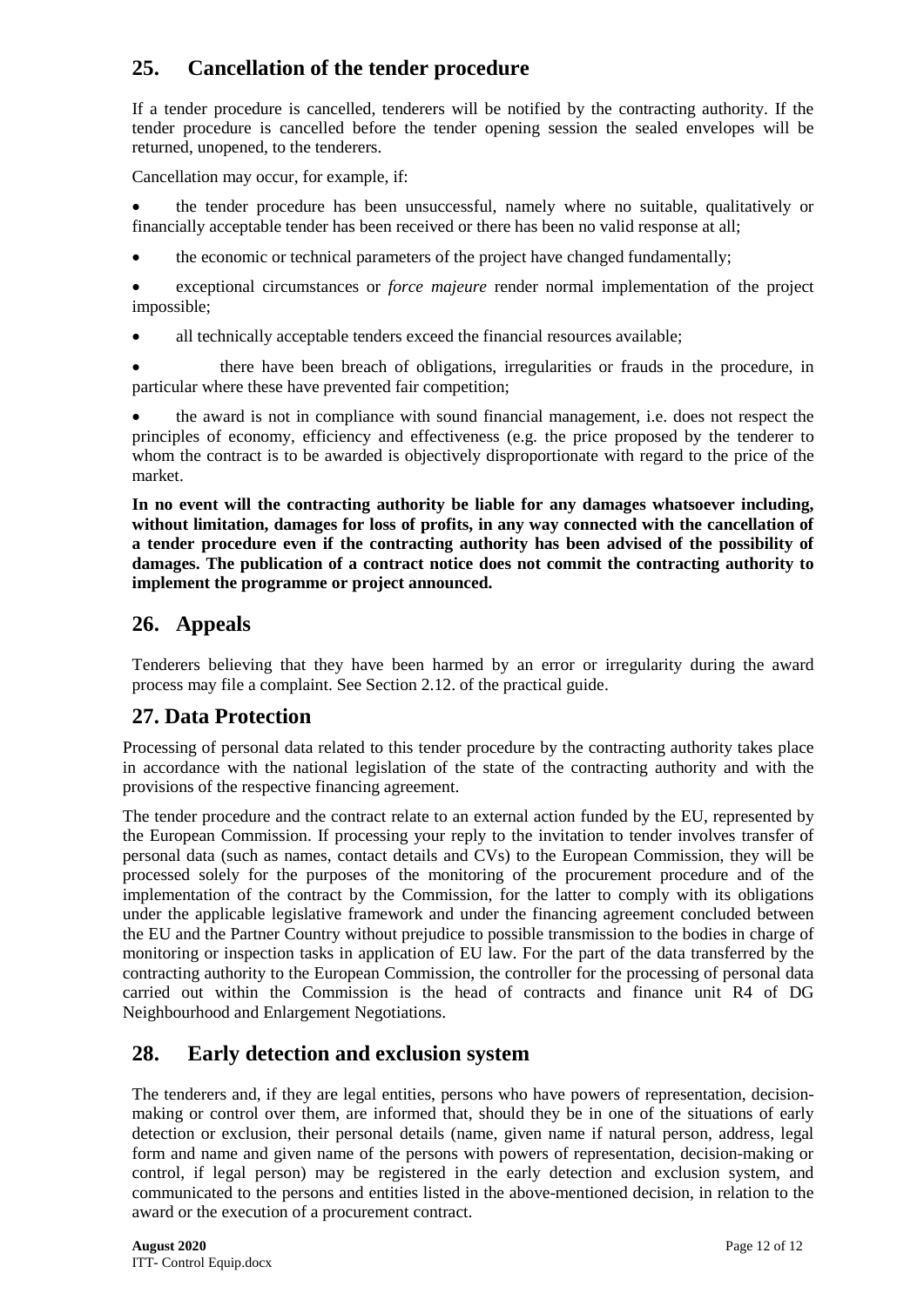## 25. Cancellation of the tender procedure

If a tender procedure is cancelled, tenderers will be notified by the contracting authority. If the tender procedure is cancelled before the tender opening session the sealed envelopes will be returned, unopened, to the tenderers.

Cancellation may occur, for example, if:

- the tender procedure has been unsuccessful, namely where no suitable, qualitatively or financially acceptable tender has been received or there has been no valid response at all;
- the economic or technical parameters of the project have changed fundamentally;
- exceptional circumstances or *force majeure* render normal implementation of the project impossible;
- all technically acceptable tenders exceed the financial resources available;
- there have been breach of obligations, irregularities or frauds in the procedure, in particular where these have prevented fair competition;
- the award is not in compliance with sound financial management, i.e. does not respect the principles of economy, efficiency and effectiveness (e.g. the price proposed by the tenderer to whom the contract is to be awarded is objectively disproportionate with regard to the price of the market.

**In no event will the contracting authority be liable for any damages whatsoever including, without limitation, damages for loss of profits, in any way connected with the cancellation of a tender procedure even if the contracting authority has been advised of the possibility of damages. The publication of a contract notice does not commit the contracting authority to implement the programme or project announced.**

## 26. Appeals

Tenderers believing that they have been harmed by an error or irregularity during the award process may file a complaint. See Section 2.12. of the practical guide.

## 27. Data Protection

Processing of personal data related to this tender procedure by the contracting authority takes place in accordance with the national legislation of the state of the contracting authority and with the provisions of the respective financing agreement.

The tender procedure and the contract relate to an external action funded by the EU, represented by the European Commission. If processing your reply to the invitation to tender involves transfer of personal data (such as names, contact details and CVs) to the European Commission, they will be processed solely for the purposes of the monitoring of the procurement procedure and of the implementation of the contract by the Commission, for the latter to comply with its obligations under the applicable legislative framework and under the financing agreement concluded between the EU and the Partner Country without prejudice to possible transmission to the bodies in charge of monitoring or inspection tasks in application of EU law. For the part of the data transferred by the contracting authority to the European Commission, the controller for the processing of personal data carried out within the Commission is the head of contracts and finance unit R4 of DG Neighbourhood and Enlargement Negotiations.

## 28. Early detection and exclusion system

The tenderers and, if they are legal entities, persons who have powers of representation, decision-making or control over them, are informed that, should they be in one of the situations of early detection or exclusion, their personal details (name, given name if natural person, address, legal form and name and given name of the persons with powers of representation, decision-making or control, if legal person) may be registered in the early detection and exclusion system, and communicated to the persons and entities listed in the above-mentioned decision, in relation to the award or the execution of a procurement contract.